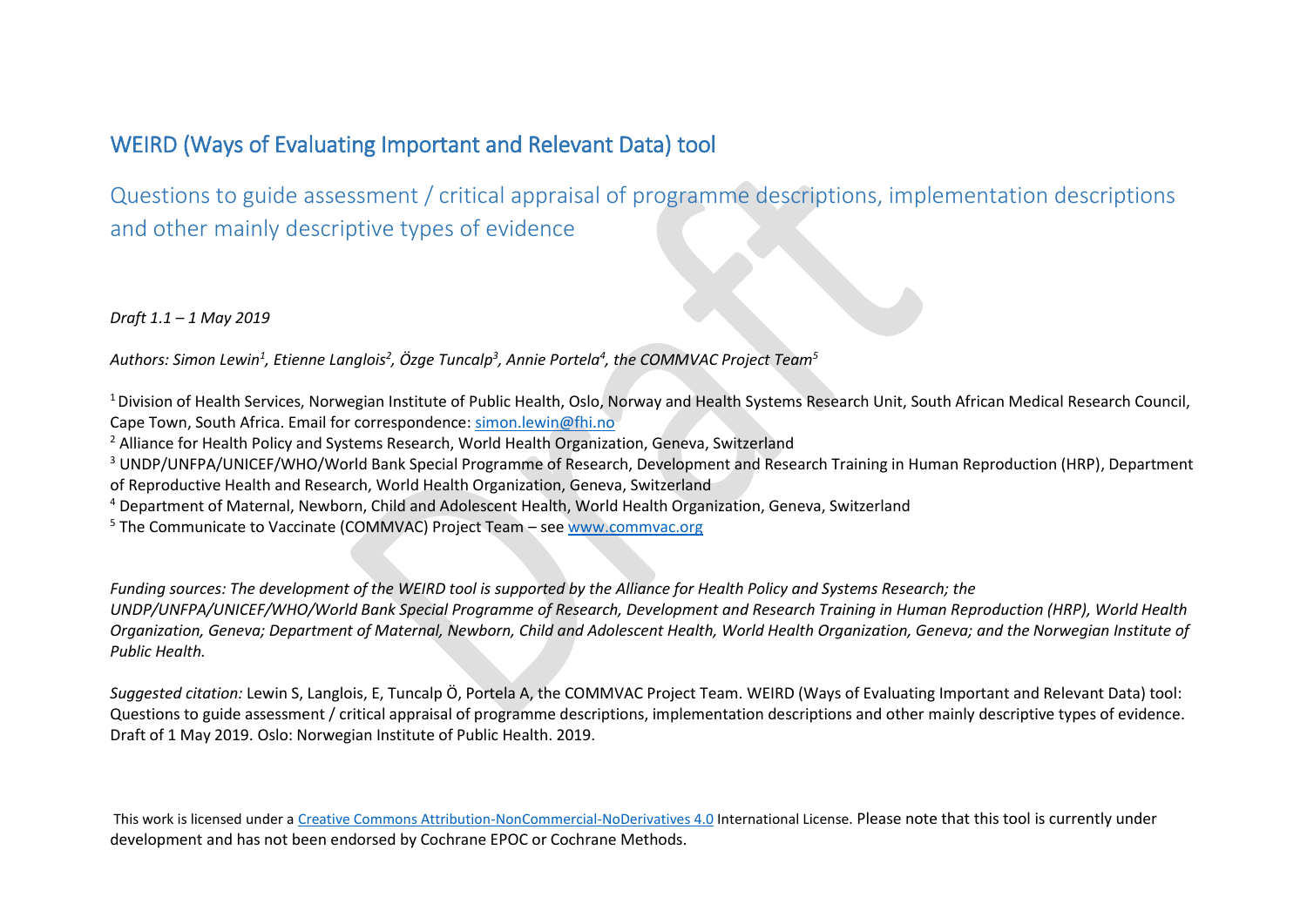# WEIRD (Ways of Evaluating Important and Relevant Data) tool

## Questions to guide assessment / critical appraisal of programme descriptions, implementation descriptions and other mainly descriptive types of evidence

*Draft 1.1 – 1 May 2019*

*Authors: Simon Lewin[1], Etienne Langlois[2], Özge Tuncalp[3], Annie Portela[4], the COMMVAC Project Team[5]*

[1] Division of Health Services, Norwegian Institute of Public Health, Oslo, Norway and Health Systems Research Unit, South African Medical Research Council, Cape Town, South Africa. Email for correspondence: simon.lewin@fhi.no

[2] Alliance for Health Policy and Systems Research, World Health Organization, Geneva, Switzerland

[3] UNDP/UNFPA/UNICEF/WHO/World Bank Special Programme of Research, Development and Research Training in Human Reproduction (HRP), Department of Reproductive Health and Research, World Health Organization, Geneva, Switzerland

[4] Department of Maternal, Newborn, Child and Adolescent Health, World Health Organization, Geneva, Switzerland

[5] The Communicate to Vaccinate (COMMVAC) Project Team – see www.commvac.org

*Funding sources: The development of the WEIRD tool is supported by the Alliance for Health Policy and Systems Research; the UNDP/UNFPA/UNICEF/WHO/World Bank Special Programme of Research, Development and Research Training in Human Reproduction (HRP), World Health Organization, Geneva; Department of Maternal, Newborn, Child and Adolescent Health, World Health Organization, Geneva; and the Norwegian Institute of Public Health.*

*Suggested citation:* Lewin S, Langlois, E, Tuncalp Ö, Portela A, the COMMVAC Project Team. WEIRD (Ways of Evaluating Important and Relevant Data) tool: Questions to guide assessment / critical appraisal of programme descriptions, implementation descriptions and other mainly descriptive types of evidence. Draft of 1 May 2019. Oslo: Norwegian Institute of Public Health. 2019.

This work is licensed under a Creative Commons Attribution-NonCommercial-NoDerivatives 4.0 International License. Please note that this tool is currently under development and has not been endorsed by Cochrane EPOC or Cochrane Methods.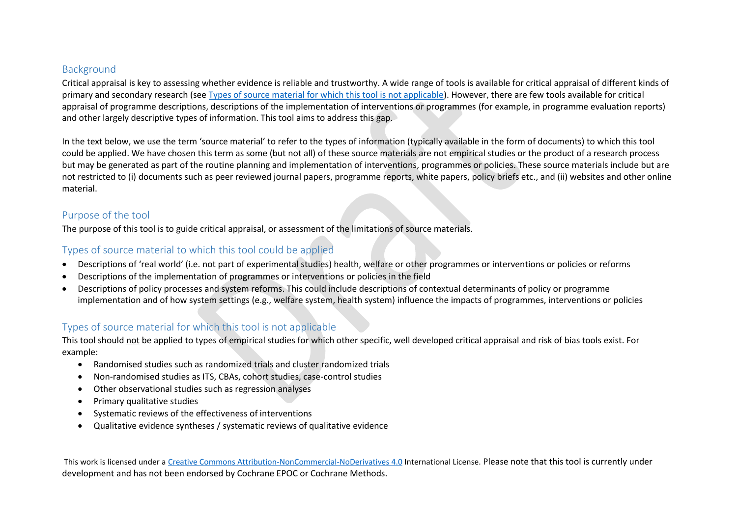## Background

Critical appraisal is key to assessing whether evidence is reliable and trustworthy. A wide range of tools is available for critical appraisal of different kinds of primary and secondary research (see Types of source material for which this tool is not applicable). However, there are few tools available for critical appraisal of programme descriptions, descriptions of the implementation of interventions or programmes (for example, in programme evaluation reports) and other largely descriptive types of information. This tool aims to address this gap.

In the text below, we use the term 'source material' to refer to the types of information (typically available in the form of documents) to which this tool could be applied. We have chosen this term as some (but not all) of these source materials are not empirical studies or the product of a research process but may be generated as part of the routine planning and implementation of interventions, programmes or policies. These source materials include but are not restricted to (i) documents such as peer reviewed journal papers, programme reports, white papers, policy briefs etc., and (ii) websites and other online material.

## Purpose of the tool

The purpose of this tool is to guide critical appraisal, or assessment of the limitations of source materials.

## Types of source material to which this tool could be applied

- Descriptions of 'real world' (i.e. not part of experimental studies) health, welfare or other programmes or interventions or policies or reforms
- Descriptions of the implementation of programmes or interventions or policies in the field
- Descriptions of policy processes and system reforms. This could include descriptions of contextual determinants of policy or programme implementation and of how system settings (e.g., welfare system, health system) influence the impacts of programmes, interventions or policies

## Types of source material for which this tool is not applicable

This tool should not be applied to types of empirical studies for which other specific, well developed critical appraisal and risk of bias tools exist. For example:

- Randomised studies such as randomized trials and cluster randomized trials
- Non-randomised studies as ITS, CBAs, cohort studies, case-control studies
- Other observational studies such as regression analyses
- Primary qualitative studies
- Systematic reviews of the effectiveness of interventions
- Qualitative evidence syntheses / systematic reviews of qualitative evidence

This work is licensed under a Creative Commons Attribution-NonCommercial-NoDerivatives 4.0 International License. Please note that this tool is currently under development and has not been endorsed by Cochrane EPOC or Cochrane Methods.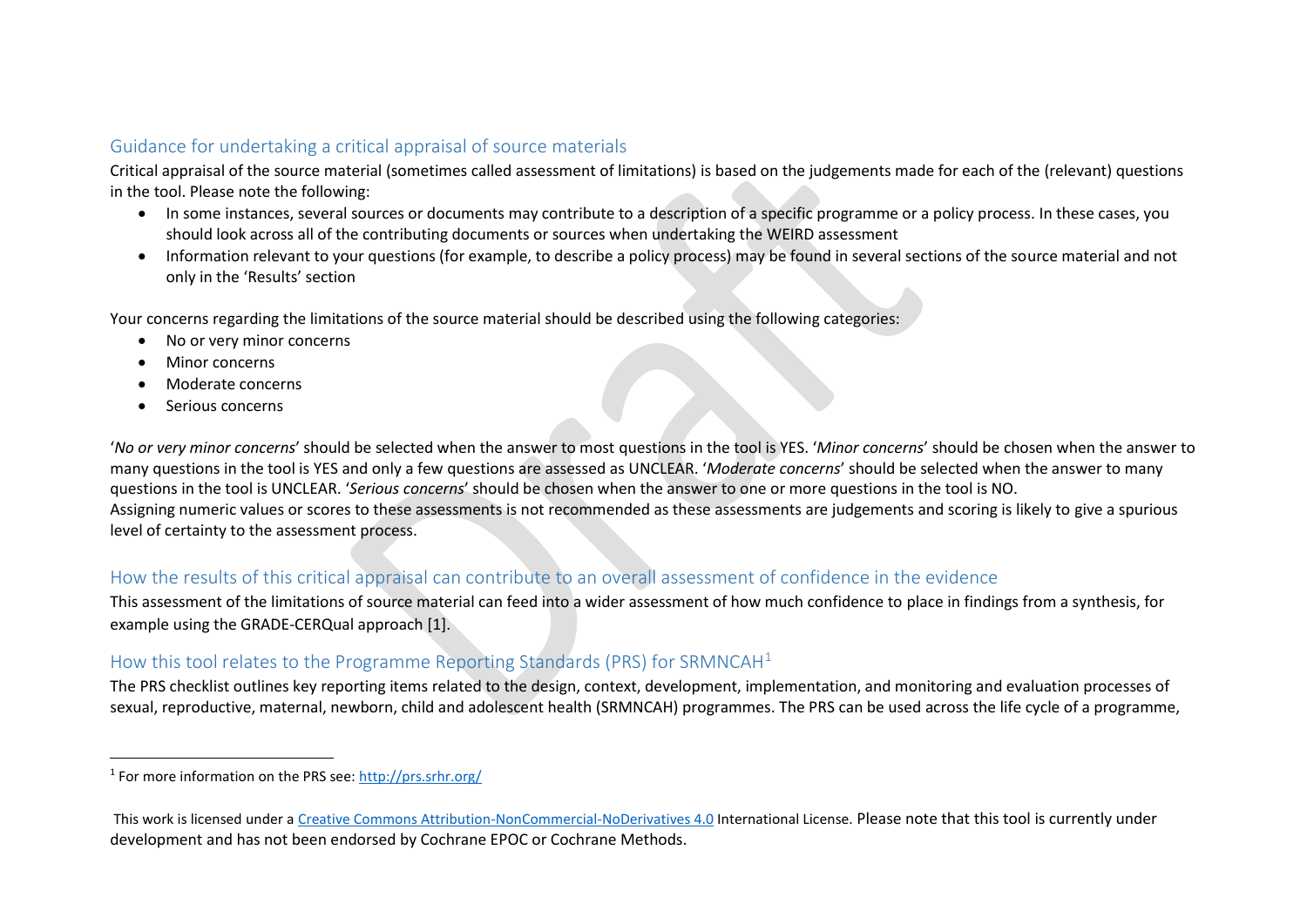## Guidance for undertaking a critical appraisal of source materials

Critical appraisal of the source material (sometimes called assessment of limitations) is based on the judgements made for each of the (relevant) questions in the tool. Please note the following:

- In some instances, several sources or documents may contribute to a description of a specific programme or a policy process. In these cases, you should look across all of the contributing documents or sources when undertaking the WEIRD assessment
- Information relevant to your questions (for example, to describe a policy process) may be found in several sections of the source material and not only in the 'Results' section

Your concerns regarding the limitations of the source material should be described using the following categories:

- No or very minor concerns
- Minor concerns
- Moderate concerns
- Serious concerns

'*No or very minor concerns*' should be selected when the answer to most questions in the tool is YES. '*Minor concerns*' should be chosen when the answer to many questions in the tool is YES and only a few questions are assessed as UNCLEAR. '*Moderate concerns*' should be selected when the answer to many questions in the tool is UNCLEAR. '*Serious concerns*' should be chosen when the answer to one or more questions in the tool is NO.
Assigning numeric values or scores to these assessments is not recommended as these assessments are judgements and scoring is likely to give a spurious level of certainty to the assessment process.

## How the results of this critical appraisal can contribute to an overall assessment of confidence in the evidence

This assessment of the limitations of source material can feed into a wider assessment of how much confidence to place in findings from a synthesis, for example using the GRADE-CERQual approach [1].

## How this tool relates to the Programme Reporting Standards (PRS) for SRMNCAH[1]

The PRS checklist outlines key reporting items related to the design, context, development, implementation, and monitoring and evaluation processes of sexual, reproductive, maternal, newborn, child and adolescent health (SRMNCAH) programmes. The PRS can be used across the life cycle of a programme,

[1] For more information on the PRS see: http://prs.srhr.org/

This work is licensed under a Creative Commons Attribution-NonCommercial-NoDerivatives 4.0 International License. Please note that this tool is currently under development and has not been endorsed by Cochrane EPOC or Cochrane Methods.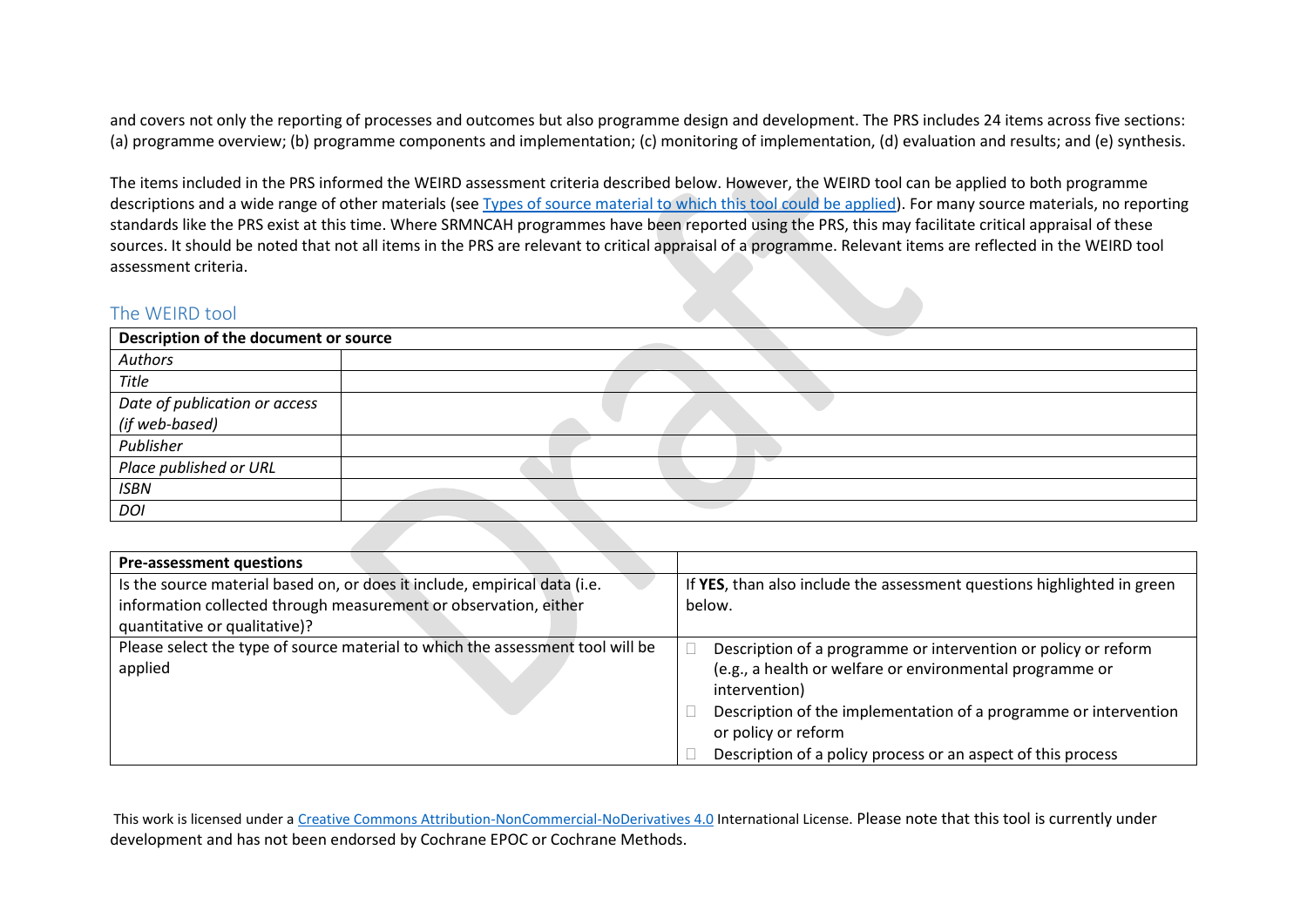and covers not only the reporting of processes and outcomes but also programme design and development. The PRS includes 24 items across five sections: (a) programme overview; (b) programme components and implementation; (c) monitoring of implementation, (d) evaluation and results; and (e) synthesis.

The items included in the PRS informed the WEIRD assessment criteria described below. However, the WEIRD tool can be applied to both programme descriptions and a wide range of other materials (see [Types of source material to which this tool could be applied]). For many source materials, no reporting standards like the PRS exist at this time. Where SRMNCAH programmes have been reported using the PRS, this may facilitate critical appraisal of these sources. It should be noted that not all items in the PRS are relevant to critical appraisal of a programme. Relevant items are reflected in the WEIRD tool assessment criteria.

## The WEIRD tool

| **Description of the document or source** | |
|---|---|
| *Authors* | |
| *Title* | |
| *Date of publication or access (if web-based)* | |
| *Publisher* | |
| *Place published or URL* | |
| *ISBN* | |
| *DOI* | |

| **Pre-assessment questions** | |
|---|---|
| Is the source material based on, or does it include, empirical data (i.e. information collected through measurement or observation, either quantitative or qualitative)? | If **YES**, than also include the assessment questions highlighted in green below. |
| Please select the type of source material to which the assessment tool will be applied | ☐ Description of a programme or intervention or policy or reform (e.g., a health or welfare or environmental programme or intervention)<br>☐ Description of the implementation of a programme or intervention or policy or reform<br>☐ Description of a policy process or an aspect of this process |

This work is licensed under a [Creative Commons Attribution-NonCommercial-NoDerivatives 4.0] International License. Please note that this tool is currently under development and has not been endorsed by Cochrane EPOC or Cochrane Methods.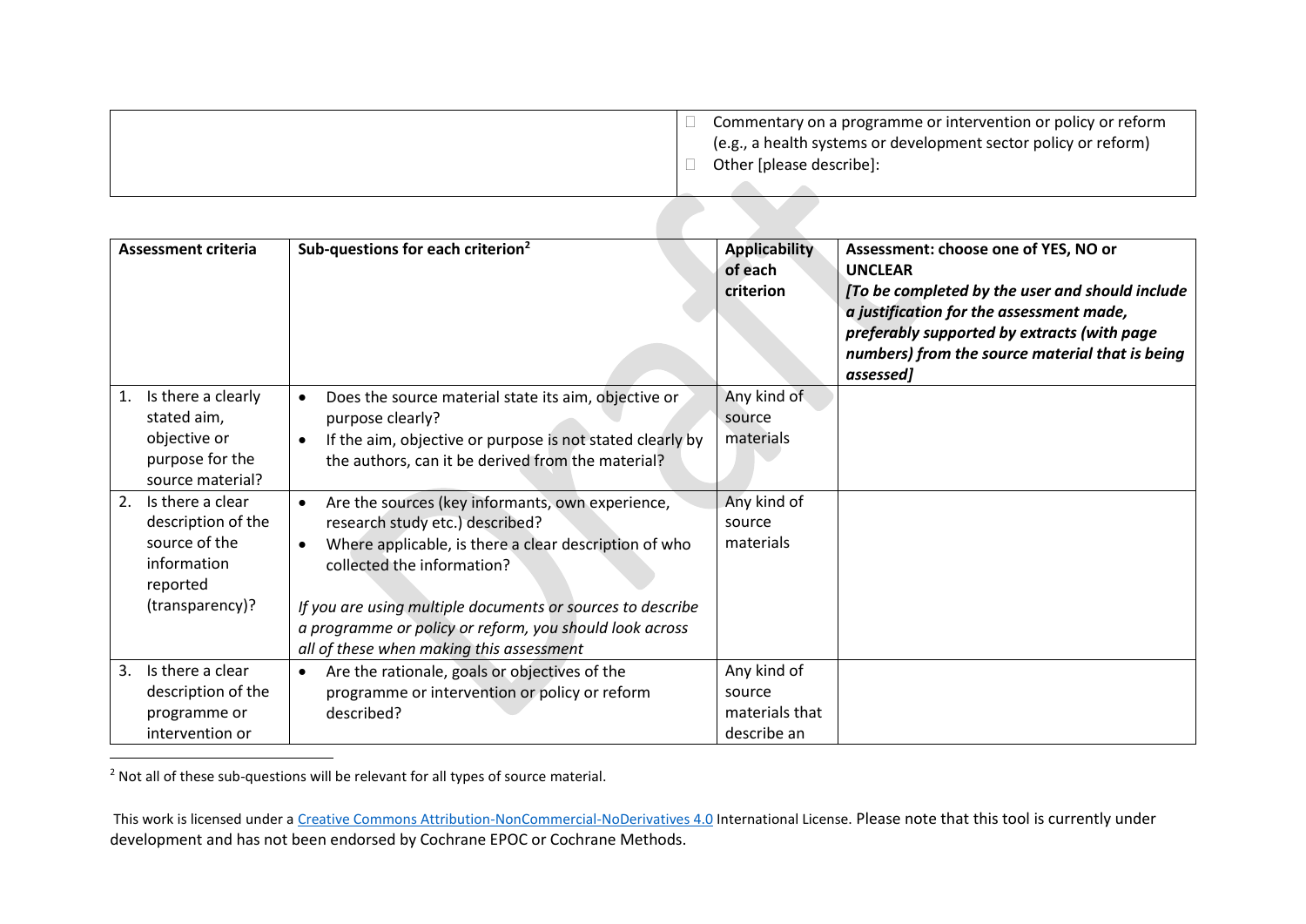| | ☐ Commentary on a programme or intervention or policy or reform (e.g., a health systems or development sector policy or reform)<br>☐ Other [please describe]: |
|---|---|

| Assessment criteria | Sub-questions for each criterion[2] | Applicability of each criterion | Assessment: choose one of YES, NO or UNCLEAR *[To be completed by the user and should include a justification for the assessment made, preferably supported by extracts (with page numbers) from the source material that is being assessed]* |
|---|---|---|---|
| 1. Is there a clearly stated aim, objective or purpose for the source material? | • Does the source material state its aim, objective or purpose clearly?<br>• If the aim, objective or purpose is not stated clearly by the authors, can it be derived from the material? | Any kind of source materials | |
| 2. Is there a clear description of the source of the information reported (transparency)? | • Are the sources (key informants, own experience, research study etc.) described?<br>• Where applicable, is there a clear description of who collected the information?<br><br>*If you are using multiple documents or sources to describe a programme or policy or reform, you should look across all of these when making this assessment* | Any kind of source materials | |
| 3. Is there a clear description of the programme or intervention or | • Are the rationale, goals or objectives of the programme or intervention or policy or reform described? | Any kind of source materials that describe an | |

[2] Not all of these sub-questions will be relevant for all types of source material.

This work is licensed under a Creative Commons Attribution-NonCommercial-NoDerivatives 4.0 International License. Please note that this tool is currently under development and has not been endorsed by Cochrane EPOC or Cochrane Methods.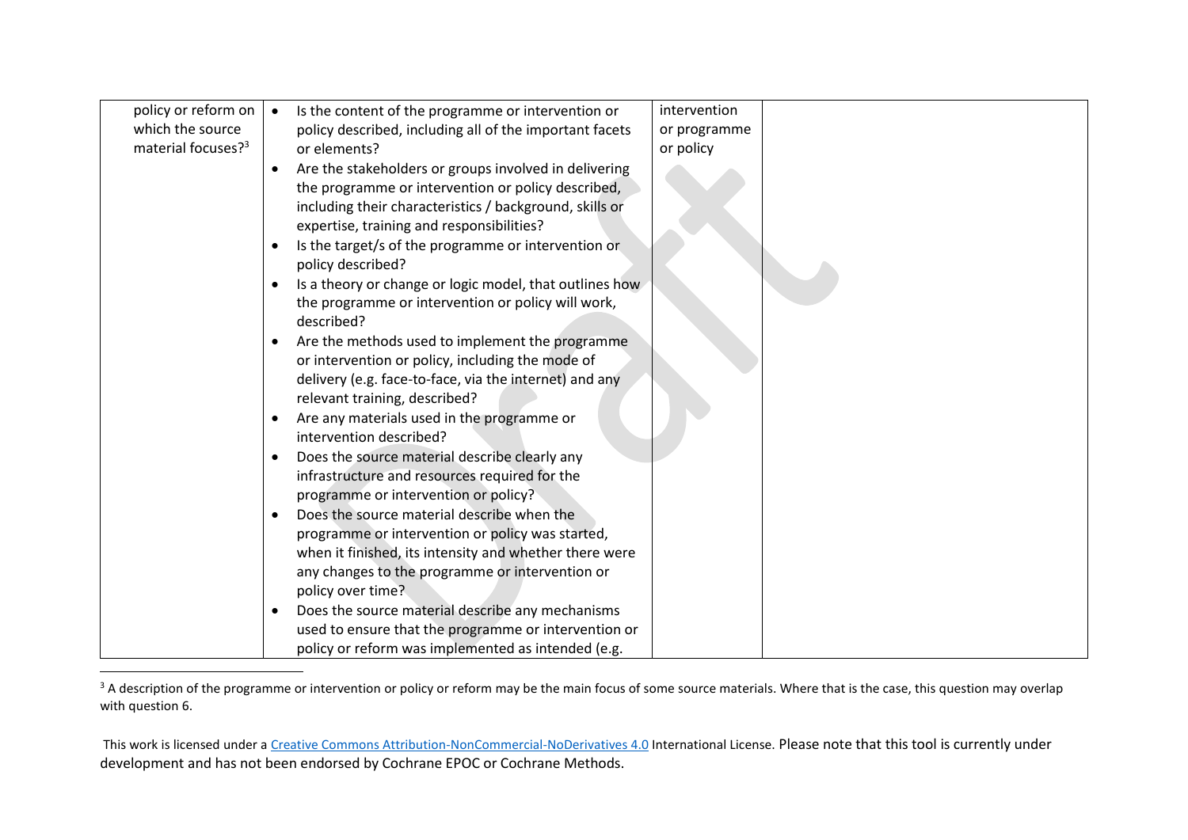| policy or reform on which the source material focuses?[3] | <ul><li>Is the content of the programme or intervention or policy described, including all of the important facets or elements?</li><li>Are the stakeholders or groups involved in delivering the programme or intervention or policy described, including their characteristics / background, skills or expertise, training and responsibilities?</li><li>Is the target/s of the programme or intervention or policy described?</li><li>Is a theory or change or logic model, that outlines how the programme or intervention or policy will work, described?</li><li>Are the methods used to implement the programme or intervention or policy, including the mode of delivery (e.g. face-to-face, via the internet) and any relevant training, described?</li><li>Are any materials used in the programme or intervention described?</li><li>Does the source material describe clearly any infrastructure and resources required for the programme or intervention or policy?</li><li>Does the source material describe when the programme or intervention or policy was started, when it finished, its intensity and whether there were any changes to the programme or intervention or policy over time?</li><li>Does the source material describe any mechanisms used to ensure that the programme or intervention or policy or reform was implemented as intended (e.g.</li></ul> | intervention or programme or policy | |
|---|---|---|---|

[3] A description of the programme or intervention or policy or reform may be the main focus of some source materials. Where that is the case, this question may overlap with question 6.

This work is licensed under a Creative Commons Attribution-NonCommercial-NoDerivatives 4.0 International License. Please note that this tool is currently under development and has not been endorsed by Cochrane EPOC or Cochrane Methods.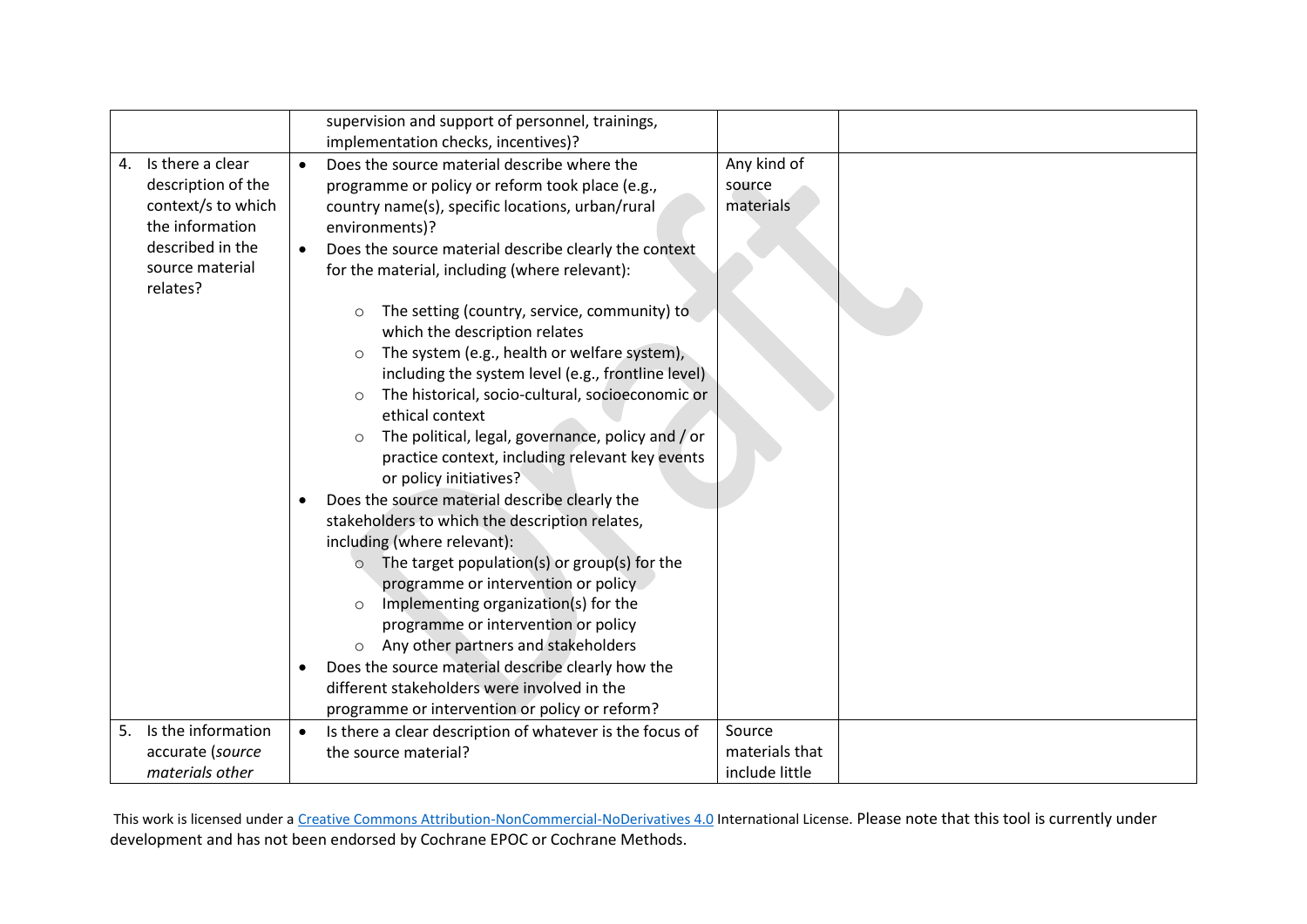| | | | |
|---|---|---|---|
| | supervision and support of personnel, trainings, implementation checks, incentives)? | | |
| 4. Is there a clear description of the context/s to which the information described in the source material relates? | • Does the source material describe where the programme or policy or reform took place (e.g., country name(s), specific locations, urban/rural environments)?<br>• Does the source material describe clearly the context for the material, including (where relevant):<br>○ The setting (country, service, community) to which the description relates<br>○ The system (e.g., health or welfare system), including the system level (e.g., frontline level)<br>○ The historical, socio-cultural, socioeconomic or ethical context<br>○ The political, legal, governance, policy and / or practice context, including relevant key events or policy initiatives?<br>• Does the source material describe clearly the stakeholders to which the description relates, including (where relevant):<br>○ The target population(s) or group(s) for the programme or intervention or policy<br>○ Implementing organization(s) for the programme or intervention or policy<br>○ Any other partners and stakeholders<br>• Does the source material describe clearly how the different stakeholders were involved in the programme or intervention or policy or reform? | Any kind of source materials | |
| 5. Is the information accurate (*source materials other* | • Is there a clear description of whatever is the focus of the source material? | Source materials that include little | |

This work is licensed under a Creative Commons Attribution-NonCommercial-NoDerivatives 4.0 International License. Please note that this tool is currently under development and has not been endorsed by Cochrane EPOC or Cochrane Methods.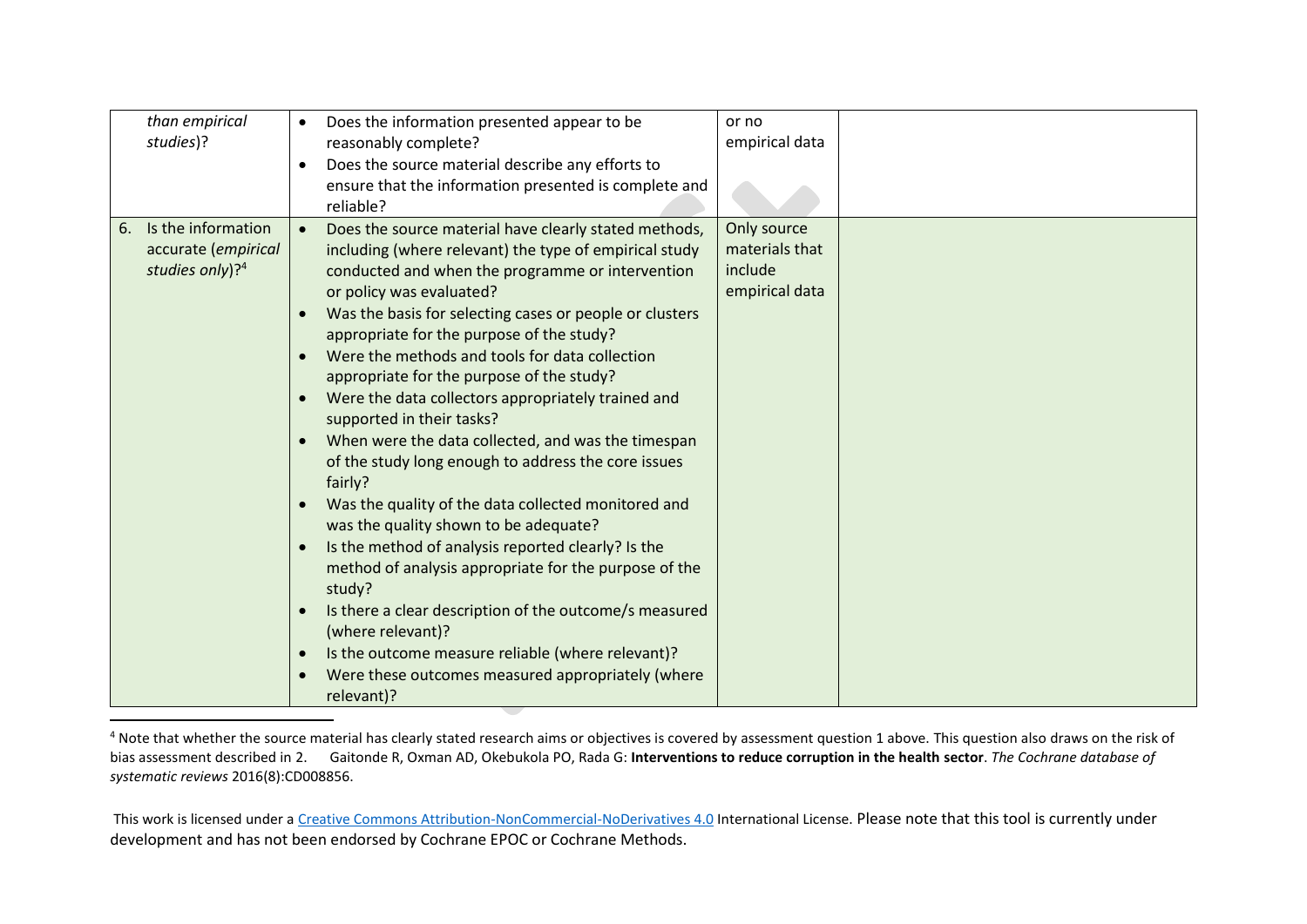| | | | |
|---|---|---|---|
| *than empirical studies*)? | • Does the information presented appear to be reasonably complete?<br>• Does the source material describe any efforts to ensure that the information presented is complete and reliable? | or no empirical data | |
| 6. Is the information accurate (*empirical studies only*)?[4] | • Does the source material have clearly stated methods, including (where relevant) the type of empirical study conducted and when the programme or intervention or policy was evaluated?<br>• Was the basis for selecting cases or people or clusters appropriate for the purpose of the study?<br>• Were the methods and tools for data collection appropriate for the purpose of the study?<br>• Were the data collectors appropriately trained and supported in their tasks?<br>• When were the data collected, and was the timespan of the study long enough to address the core issues fairly?<br>• Was the quality of the data collected monitored and was the quality shown to be adequate?<br>• Is the method of analysis reported clearly? Is the method of analysis appropriate for the purpose of the study?<br>• Is there a clear description of the outcome/s measured (where relevant)?<br>• Is the outcome measure reliable (where relevant)?<br>• Were these outcomes measured appropriately (where relevant)? | Only source materials that include empirical data | |

[4] Note that whether the source material has clearly stated research aims or objectives is covered by assessment question 1 above. This question also draws on the risk of bias assessment described in 2. Gaitonde R, Oxman AD, Okebukola PO, Rada G: **Interventions to reduce corruption in the health sector**. *The Cochrane database of systematic reviews* 2016(8):CD008856.

This work is licensed under a Creative Commons Attribution-NonCommercial-NoDerivatives 4.0 International License. Please note that this tool is currently under development and has not been endorsed by Cochrane EPOC or Cochrane Methods.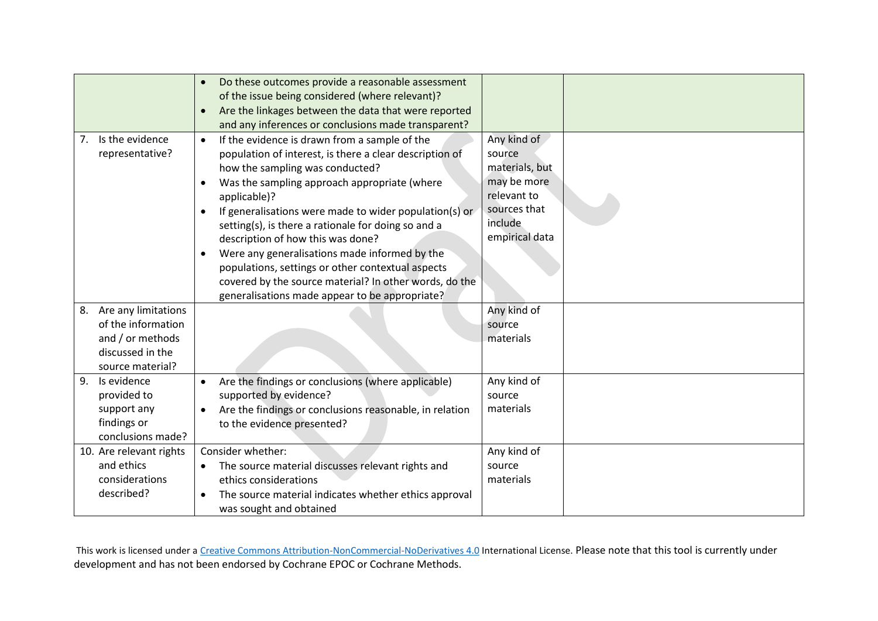| | | | |
|---|---|---|---|
| | • Do these outcomes provide a reasonable assessment of the issue being considered (where relevant)?<br>• Are the linkages between the data that were reported and any inferences or conclusions made transparent? | | |
| 7. Is the evidence representative? | • If the evidence is drawn from a sample of the population of interest, is there a clear description of how the sampling was conducted?<br>• Was the sampling approach appropriate (where applicable)?<br>• If generalisations were made to wider population(s) or setting(s), is there a rationale for doing so and a description of how this was done?<br>• Were any generalisations made informed by the populations, settings or other contextual aspects covered by the source material? In other words, do the generalisations made appear to be appropriate? | Any kind of source materials, but may be more relevant to sources that include empirical data | |
| 8. Are any limitations of the information and / or methods discussed in the source material? | | Any kind of source materials | |
| 9. Is evidence provided to support any findings or conclusions made? | • Are the findings or conclusions (where applicable) supported by evidence?<br>• Are the findings or conclusions reasonable, in relation to the evidence presented? | Any kind of source materials | |
| 10. Are relevant rights and ethics considerations described? | Consider whether:<br>• The source material discusses relevant rights and ethics considerations<br>• The source material indicates whether ethics approval was sought and obtained | Any kind of source materials | |

This work is licensed under a [Creative Commons Attribution-NonCommercial-NoDerivatives 4.0](https://creativecommons.org/licenses/by-nc-nd/4.0/) International License. Please note that this tool is currently under development and has not been endorsed by Cochrane EPOC or Cochrane Methods.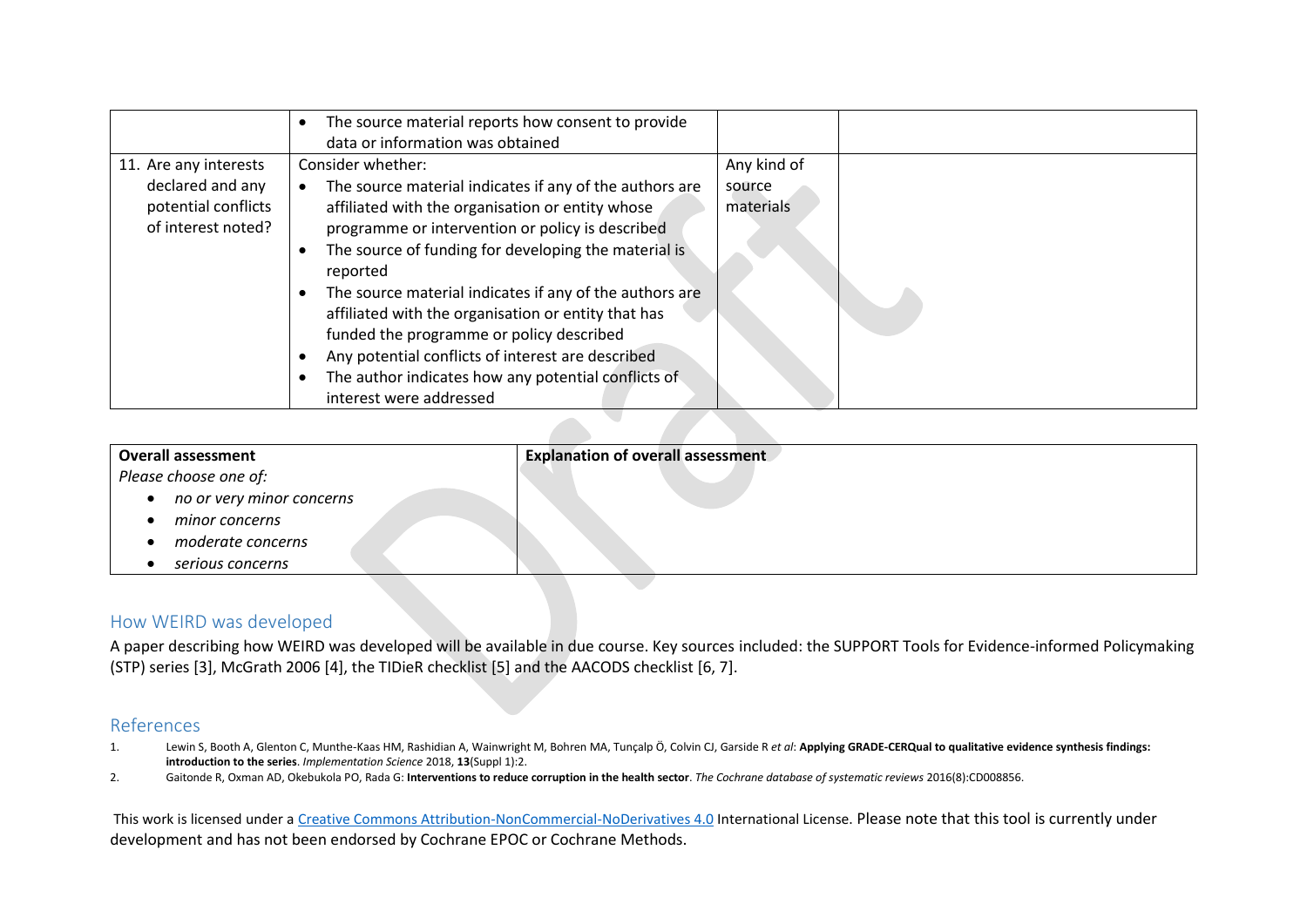| | • The source material reports how consent to provide data or information was obtained | | |
|---|---|---|---|
| 11. Are any interests declared and any potential conflicts of interest noted? | Consider whether:<br>• The source material indicates if any of the authors are affiliated with the organisation or entity whose programme or intervention or policy is described<br>• The source of funding for developing the material is reported<br>• The source material indicates if any of the authors are affiliated with the organisation or entity that has funded the programme or policy described<br>• Any potential conflicts of interest are described<br>• The author indicates how any potential conflicts of interest were addressed | Any kind of source materials | |

| **Overall assessment** | **Explanation of overall assessment** |
|---|---|
| *Please choose one of:*<br>• *no or very minor concerns*<br>• *minor concerns*<br>• *moderate concerns*<br>• *serious concerns* | |

## How WEIRD was developed

A paper describing how WEIRD was developed will be available in due course. Key sources included: the SUPPORT Tools for Evidence-informed Policymaking (STP) series [3], McGrath 2006 [4], the TIDieR checklist [5] and the AACODS checklist [6, 7].

## References

1. Lewin S, Booth A, Glenton C, Munthe-Kaas HM, Rashidian A, Wainwright M, Bohren MA, Tunçalp Ö, Colvin CJ, Garside R *et al*: **Applying GRADE-CERQual to qualitative evidence synthesis findings: introduction to the series**. *Implementation Science* 2018, **13**(Suppl 1):2.
2. Gaitonde R, Oxman AD, Okebukola PO, Rada G: **Interventions to reduce corruption in the health sector**. *The Cochrane database of systematic reviews* 2016(8):CD008856.

This work is licensed under a Creative Commons Attribution-NonCommercial-NoDerivatives 4.0 International License. Please note that this tool is currently under development and has not been endorsed by Cochrane EPOC or Cochrane Methods.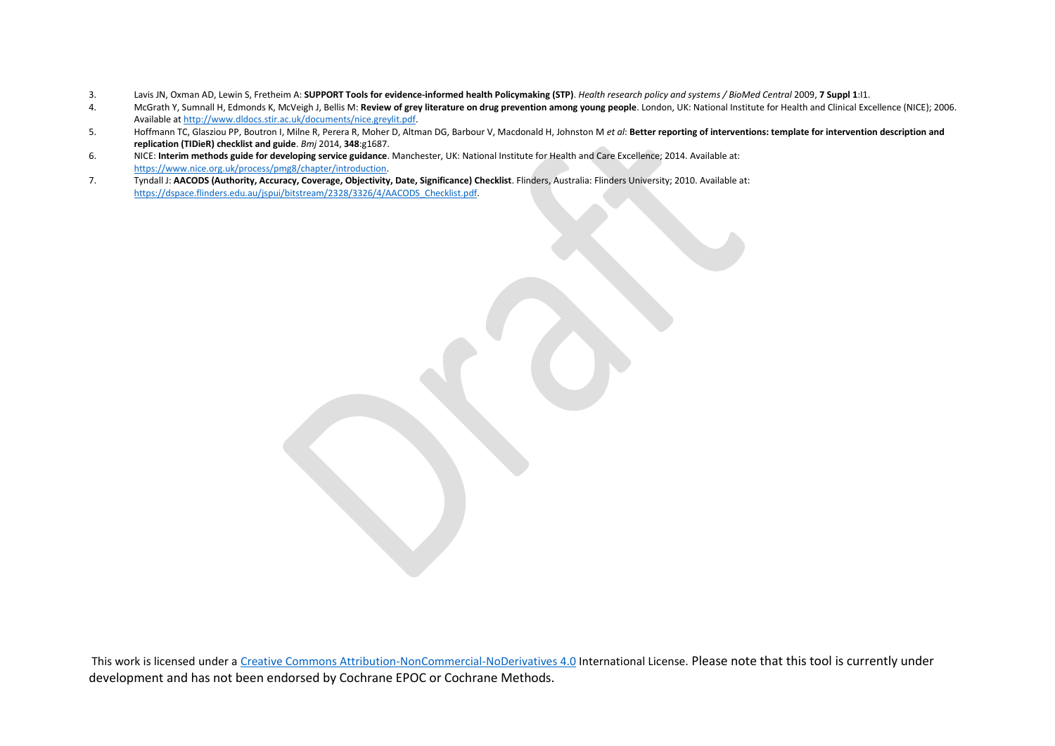3. Lavis JN, Oxman AD, Lewin S, Fretheim A: **SUPPORT Tools for evidence-informed health Policymaking (STP)**. *Health research policy and systems / BioMed Central* 2009, **7 Suppl 1**:I1.
4. McGrath Y, Sumnall H, Edmonds K, McVeigh J, Bellis M: **Review of grey literature on drug prevention among young people**. London, UK: National Institute for Health and Clinical Excellence (NICE); 2006. Available at [http://www.dldocs.stir.ac.uk/documents/nice.greylit.pdf](http://www.dldocs.stir.ac.uk/documents/nice.greylit.pdf).
5. Hoffmann TC, Glasziou PP, Boutron I, Milne R, Perera R, Moher D, Altman DG, Barbour V, Macdonald H, Johnston M *et al*: **Better reporting of interventions: template for intervention description and replication (TIDieR) checklist and guide**. *Bmj* 2014, **348**:g1687.
6. NICE: **Interim methods guide for developing service guidance**. Manchester, UK: National Institute for Health and Care Excellence; 2014. Available at: [https://www.nice.org.uk/process/pmg8/chapter/introduction](https://www.nice.org.uk/process/pmg8/chapter/introduction).
7. Tyndall J: **AACODS (Authority, Accuracy, Coverage, Objectivity, Date, Significance) Checklist**. Flinders, Australia: Flinders University; 2010. Available at: [https://dspace.flinders.edu.au/jspui/bitstream/2328/3326/4/AACODS_Checklist.pdf](https://dspace.flinders.edu.au/jspui/bitstream/2328/3326/4/AACODS_Checklist.pdf).

This work is licensed under a [Creative Commons Attribution-NonCommercial-NoDerivatives 4.0](https://creativecommons.org/licenses/by-nc-nd/4.0/) International License. Please note that this tool is currently under development and has not been endorsed by Cochrane EPOC or Cochrane Methods.